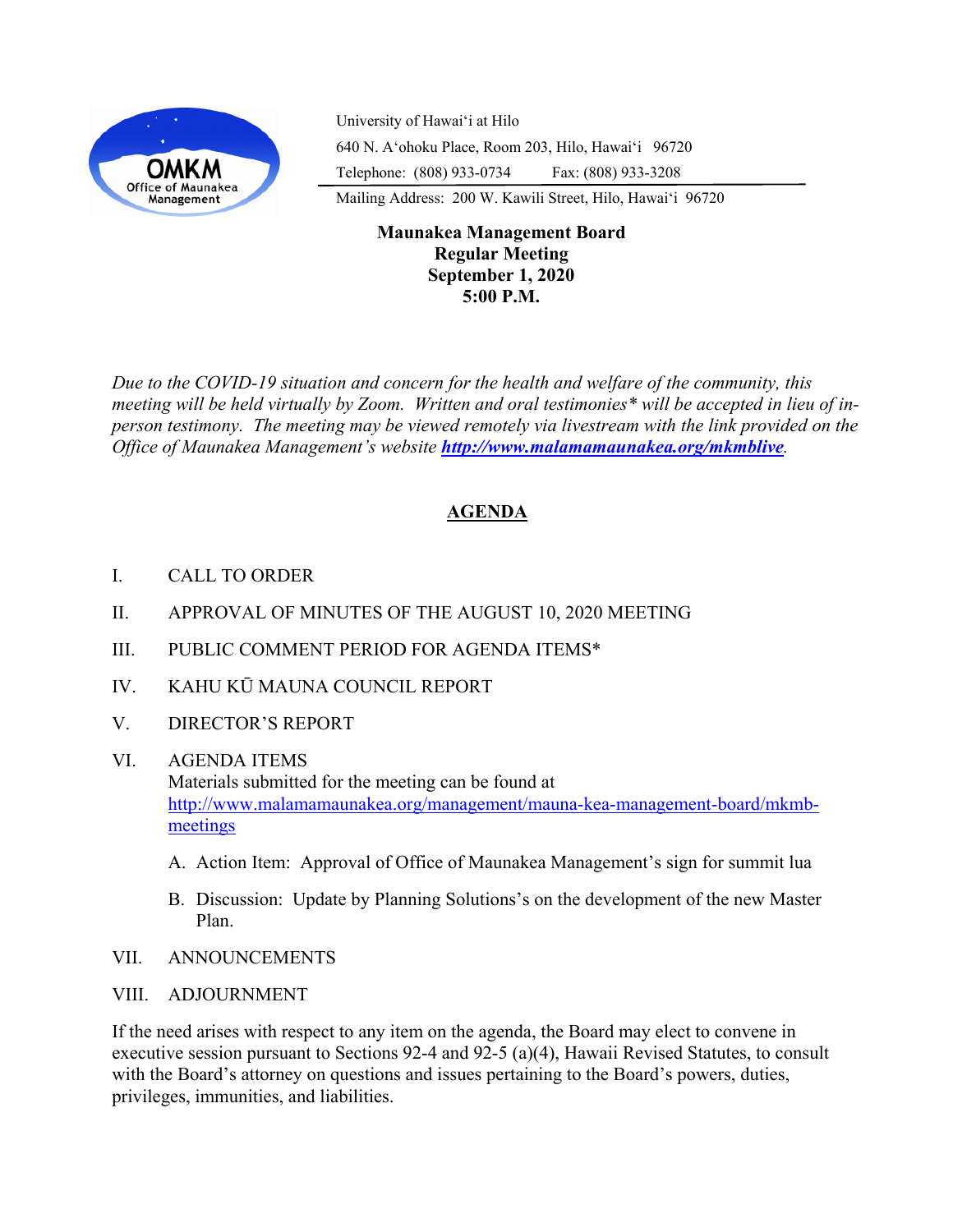OMKM Office of Maunakea Management

University of Hawaiʻi at Hilo
640 N. Aʻohoku Place, Room 203, Hilo, Hawaiʻi 96720
Telephone: (808) 933-0734 Fax: (808) 933-3208
Mailing Address: 200 W. Kawili Street, Hilo, Hawaiʻi 96720

**Maunakea Management Board**
**Regular Meeting**
**September 1, 2020**
**5:00 P.M.**

*Due to the COVID-19 situation and concern for the health and welfare of the community, this meeting will be held virtually by Zoom. Written and oral testimonies* will be accepted in lieu of in-person testimony. The meeting may be viewed remotely via livestream with the link provided on the Office of Maunakea Management's website* ***http://www.malamamaunakea.org/mkmblive***.

## AGENDA

I. CALL TO ORDER

II. APPROVAL OF MINUTES OF THE AUGUST 10, 2020 MEETING

III. PUBLIC COMMENT PERIOD FOR AGENDA ITEMS*

IV. KAHU KŪ MAUNA COUNCIL REPORT

V. DIRECTOR'S REPORT

VI. AGENDA ITEMS
Materials submitted for the meeting can be found at http://www.malamamaunakea.org/management/mauna-kea-management-board/mkmb-meetings

A. Action Item: Approval of Office of Maunakea Management's sign for summit lua

B. Discussion: Update by Planning Solutions's on the development of the new Master Plan.

VII. ANNOUNCEMENTS

VIII. ADJOURNMENT

If the need arises with respect to any item on the agenda, the Board may elect to convene in executive session pursuant to Sections 92-4 and 92-5 (a)(4), Hawaii Revised Statutes, to consult with the Board's attorney on questions and issues pertaining to the Board's powers, duties, privileges, immunities, and liabilities.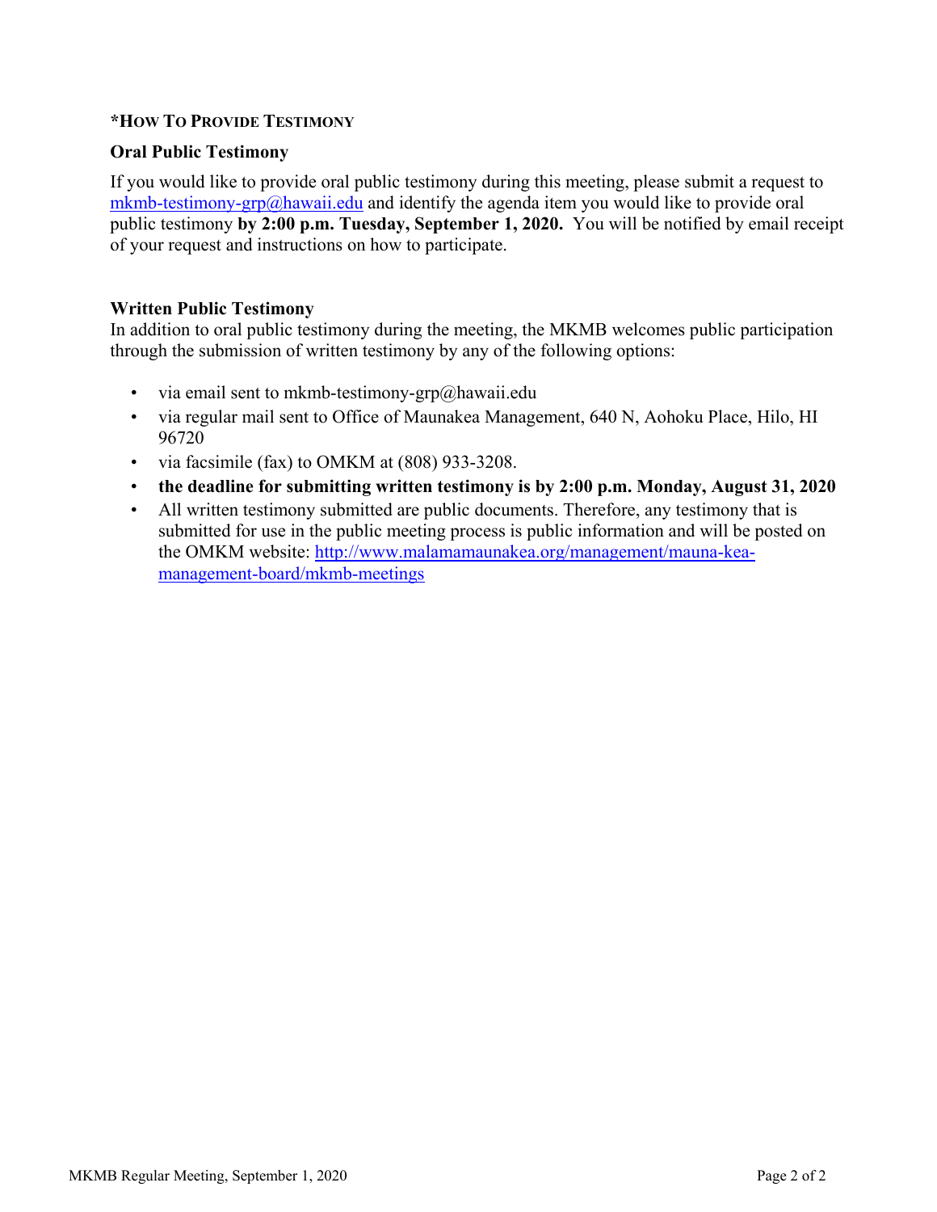### *HOW TO PROVIDE TESTIMONY

**Oral Public Testimony**

If you would like to provide oral public testimony during this meeting, please submit a request to mkmb-testimony-grp@hawaii.edu and identify the agenda item you would like to provide oral public testimony **by 2:00 p.m. Tuesday, September 1, 2020.** You will be notified by email receipt of your request and instructions on how to participate.

**Written Public Testimony**

In addition to oral public testimony during the meeting, the MKMB welcomes public participation through the submission of written testimony by any of the following options:

- via email sent to mkmb-testimony-grp@hawaii.edu
- via regular mail sent to Office of Maunakea Management, 640 N, Aohoku Place, Hilo, HI 96720
- via facsimile (fax) to OMKM at (808) 933-3208.
- **the deadline for submitting written testimony is by 2:00 p.m. Monday, August 31, 2020**
- All written testimony submitted are public documents. Therefore, any testimony that is submitted for use in the public meeting process is public information and will be posted on the OMKM website: http://www.malamamaunakea.org/management/mauna-kea-management-board/mkmb-meetings